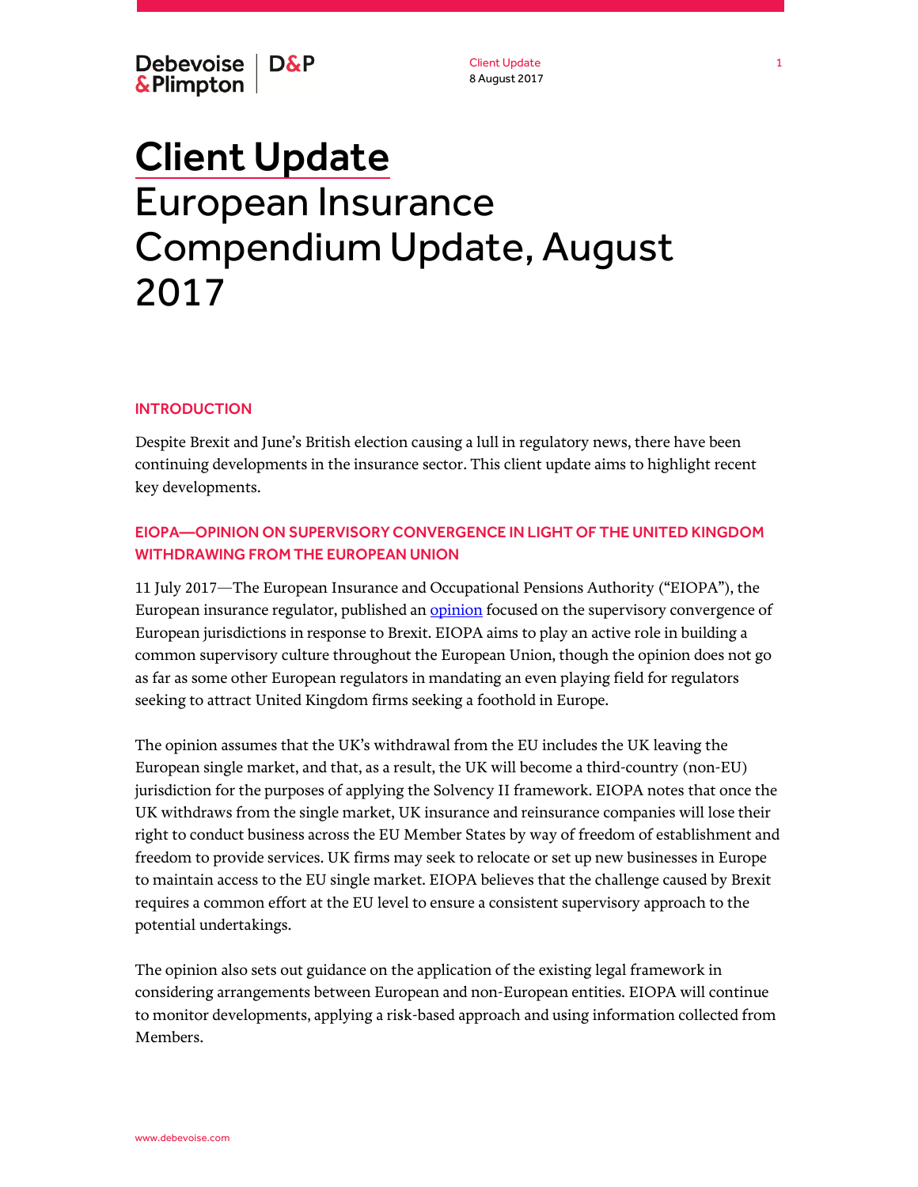# Client Update
# European Insurance Compendium Update, August 2017

## INTRODUCTION

Despite Brexit and June's British election causing a lull in regulatory news, there have been continuing developments in the insurance sector. This client update aims to highlight recent key developments.

## EIOPA—OPINION ON SUPERVISORY CONVERGENCE IN LIGHT OF THE UNITED KINGDOM WITHDRAWING FROM THE EUROPEAN UNION

11 July 2017—The European Insurance and Occupational Pensions Authority ("EIOPA"), the European insurance regulator, published an opinion focused on the supervisory convergence of European jurisdictions in response to Brexit. EIOPA aims to play an active role in building a common supervisory culture throughout the European Union, though the opinion does not go as far as some other European regulators in mandating an even playing field for regulators seeking to attract United Kingdom firms seeking a foothold in Europe.

The opinion assumes that the UK's withdrawal from the EU includes the UK leaving the European single market, and that, as a result, the UK will become a third-country (non-EU) jurisdiction for the purposes of applying the Solvency II framework. EIOPA notes that once the UK withdraws from the single market, UK insurance and reinsurance companies will lose their right to conduct business across the EU Member States by way of freedom of establishment and freedom to provide services. UK firms may seek to relocate or set up new businesses in Europe to maintain access to the EU single market. EIOPA believes that the challenge caused by Brexit requires a common effort at the EU level to ensure a consistent supervisory approach to the potential undertakings.

The opinion also sets out guidance on the application of the existing legal framework in considering arrangements between European and non-European entities. EIOPA will continue to monitor developments, applying a risk-based approach and using information collected from Members.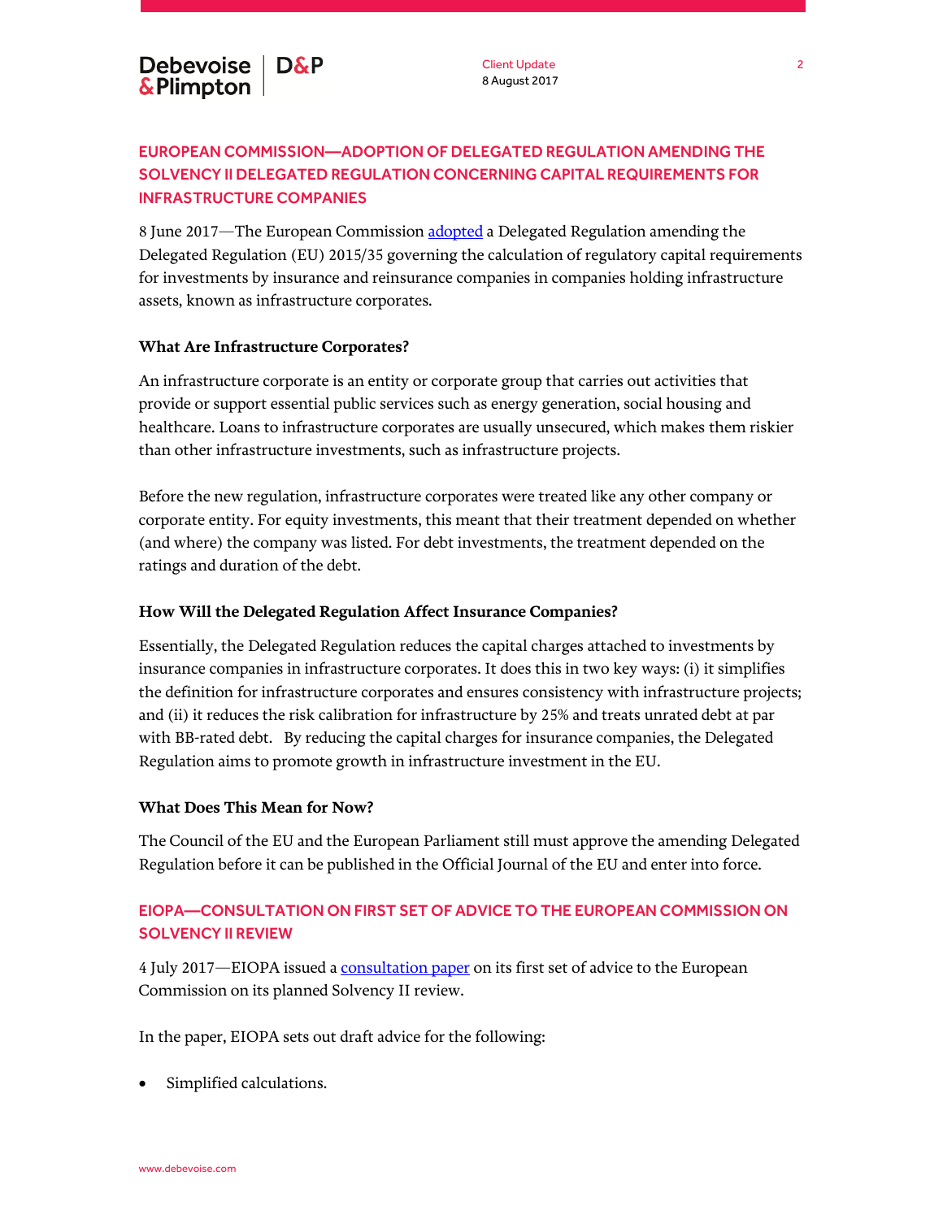## EUROPEAN COMMISSION—ADOPTION OF DELEGATED REGULATION AMENDING THE SOLVENCY II DELEGATED REGULATION CONCERNING CAPITAL REQUIREMENTS FOR INFRASTRUCTURE COMPANIES

8 June 2017—The European Commission adopted a Delegated Regulation amending the Delegated Regulation (EU) 2015/35 governing the calculation of regulatory capital requirements for investments by insurance and reinsurance companies in companies holding infrastructure assets, known as infrastructure corporates.

**What Are Infrastructure Corporates?**

An infrastructure corporate is an entity or corporate group that carries out activities that provide or support essential public services such as energy generation, social housing and healthcare. Loans to infrastructure corporates are usually unsecured, which makes them riskier than other infrastructure investments, such as infrastructure projects.

Before the new regulation, infrastructure corporates were treated like any other company or corporate entity. For equity investments, this meant that their treatment depended on whether (and where) the company was listed. For debt investments, the treatment depended on the ratings and duration of the debt.

**How Will the Delegated Regulation Affect Insurance Companies?**

Essentially, the Delegated Regulation reduces the capital charges attached to investments by insurance companies in infrastructure corporates. It does this in two key ways: (i) it simplifies the definition for infrastructure corporates and ensures consistency with infrastructure projects; and (ii) it reduces the risk calibration for infrastructure by 25% and treats unrated debt at par with BB-rated debt. By reducing the capital charges for insurance companies, the Delegated Regulation aims to promote growth in infrastructure investment in the EU.

**What Does This Mean for Now?**

The Council of the EU and the European Parliament still must approve the amending Delegated Regulation before it can be published in the Official Journal of the EU and enter into force.

## EIOPA—CONSULTATION ON FIRST SET OF ADVICE TO THE EUROPEAN COMMISSION ON SOLVENCY II REVIEW

4 July 2017—EIOPA issued a consultation paper on its first set of advice to the European Commission on its planned Solvency II review.

In the paper, EIOPA sets out draft advice for the following:

- Simplified calculations.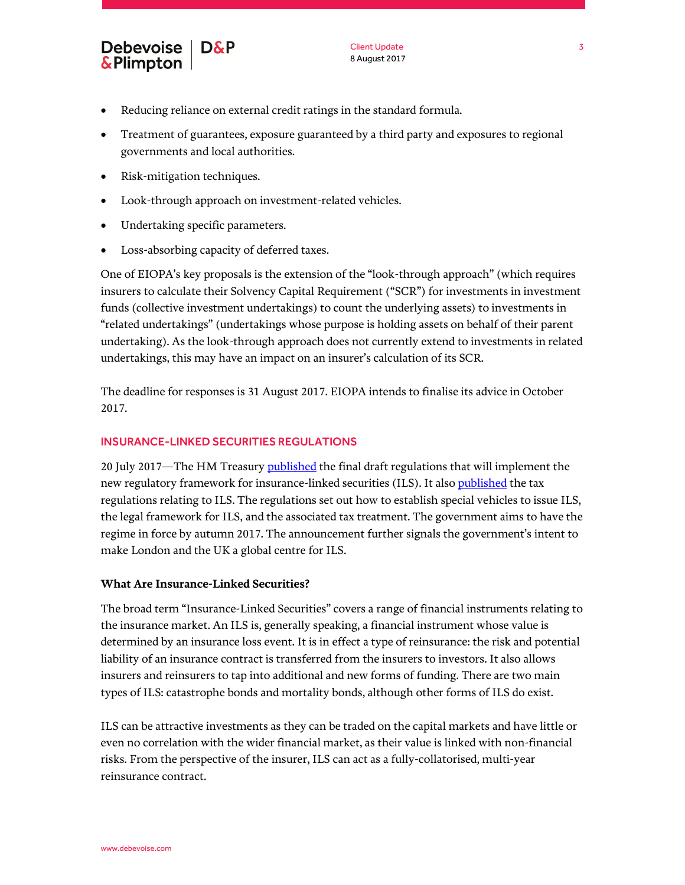- Reducing reliance on external credit ratings in the standard formula.
- Treatment of guarantees, exposure guaranteed by a third party and exposures to regional governments and local authorities.
- Risk-mitigation techniques.
- Look-through approach on investment-related vehicles.
- Undertaking specific parameters.
- Loss-absorbing capacity of deferred taxes.

One of EIOPA's key proposals is the extension of the "look-through approach" (which requires insurers to calculate their Solvency Capital Requirement ("SCR") for investments in investment funds (collective investment undertakings) to count the underlying assets) to investments in "related undertakings" (undertakings whose purpose is holding assets on behalf of their parent undertaking). As the look-through approach does not currently extend to investments in related undertakings, this may have an impact on an insurer's calculation of its SCR.

The deadline for responses is 31 August 2017. EIOPA intends to finalise its advice in October 2017.

## INSURANCE-LINKED SECURITIES REGULATIONS

20 July 2017—The HM Treasury published the final draft regulations that will implement the new regulatory framework for insurance-linked securities (ILS). It also published the tax regulations relating to ILS. The regulations set out how to establish special vehicles to issue ILS, the legal framework for ILS, and the associated tax treatment. The government aims to have the regime in force by autumn 2017. The announcement further signals the government's intent to make London and the UK a global centre for ILS.

### What Are Insurance-Linked Securities?

The broad term "Insurance-Linked Securities" covers a range of financial instruments relating to the insurance market. An ILS is, generally speaking, a financial instrument whose value is determined by an insurance loss event. It is in effect a type of reinsurance: the risk and potential liability of an insurance contract is transferred from the insurers to investors. It also allows insurers and reinsurers to tap into additional and new forms of funding. There are two main types of ILS: catastrophe bonds and mortality bonds, although other forms of ILS do exist.

ILS can be attractive investments as they can be traded on the capital markets and have little or even no correlation with the wider financial market, as their value is linked with non-financial risks. From the perspective of the insurer, ILS can act as a fully-collatorised, multi-year reinsurance contract.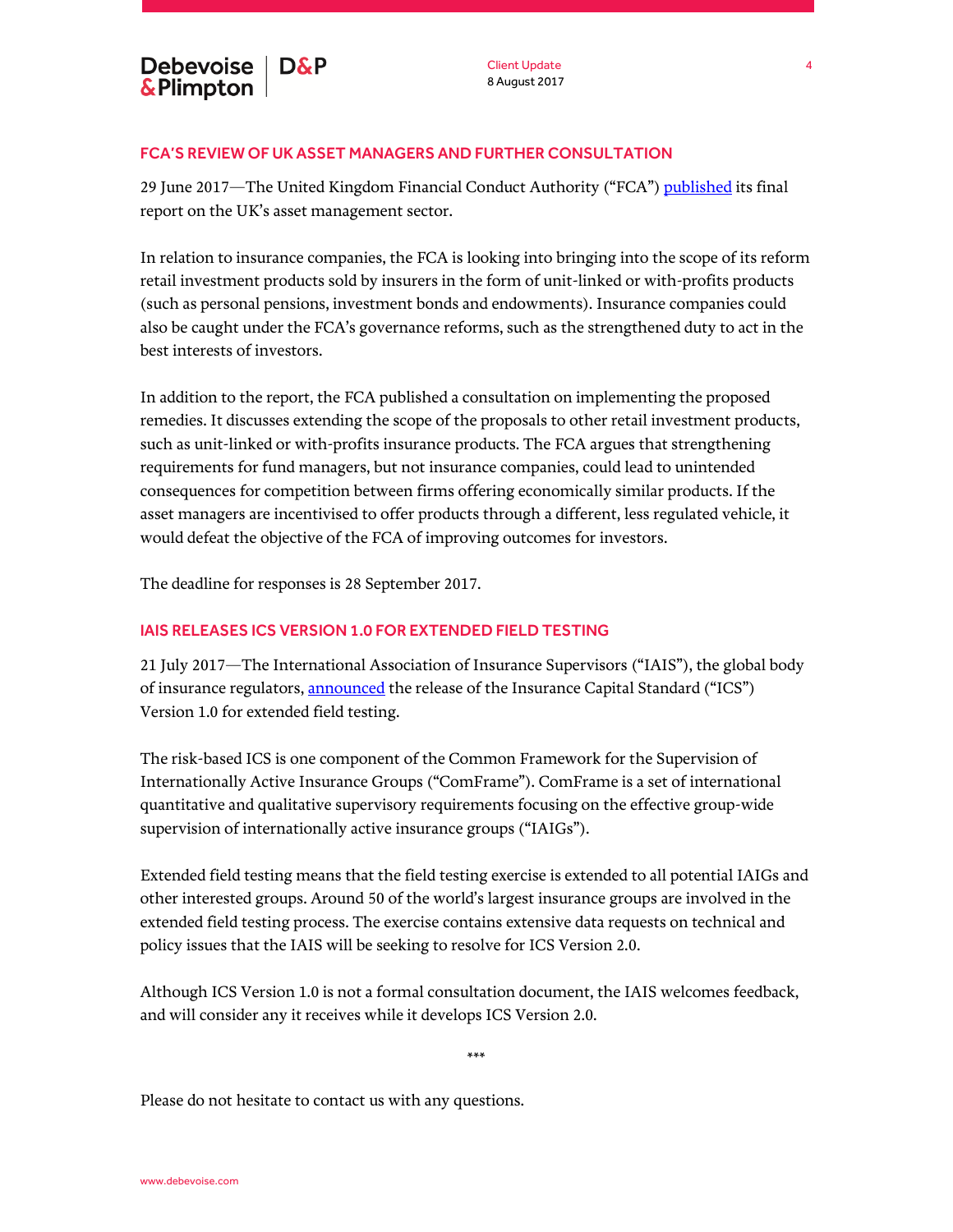## FCA'S REVIEW OF UK ASSET MANAGERS AND FURTHER CONSULTATION

29 June 2017—The United Kingdom Financial Conduct Authority ("FCA") published its final report on the UK's asset management sector.

In relation to insurance companies, the FCA is looking into bringing into the scope of its reform retail investment products sold by insurers in the form of unit-linked or with-profits products (such as personal pensions, investment bonds and endowments). Insurance companies could also be caught under the FCA's governance reforms, such as the strengthened duty to act in the best interests of investors.

In addition to the report, the FCA published a consultation on implementing the proposed remedies. It discusses extending the scope of the proposals to other retail investment products, such as unit-linked or with-profits insurance products. The FCA argues that strengthening requirements for fund managers, but not insurance companies, could lead to unintended consequences for competition between firms offering economically similar products. If the asset managers are incentivised to offer products through a different, less regulated vehicle, it would defeat the objective of the FCA of improving outcomes for investors.

The deadline for responses is 28 September 2017.

## IAIS RELEASES ICS VERSION 1.0 FOR EXTENDED FIELD TESTING

21 July 2017—The International Association of Insurance Supervisors ("IAIS"), the global body of insurance regulators, announced the release of the Insurance Capital Standard ("ICS") Version 1.0 for extended field testing.

The risk-based ICS is one component of the Common Framework for the Supervision of Internationally Active Insurance Groups ("ComFrame"). ComFrame is a set of international quantitative and qualitative supervisory requirements focusing on the effective group-wide supervision of internationally active insurance groups ("IAIGs").

Extended field testing means that the field testing exercise is extended to all potential IAIGs and other interested groups. Around 50 of the world's largest insurance groups are involved in the extended field testing process. The exercise contains extensive data requests on technical and policy issues that the IAIS will be seeking to resolve for ICS Version 2.0.

Although ICS Version 1.0 is not a formal consultation document, the IAIS welcomes feedback, and will consider any it receives while it develops ICS Version 2.0.

***

Please do not hesitate to contact us with any questions.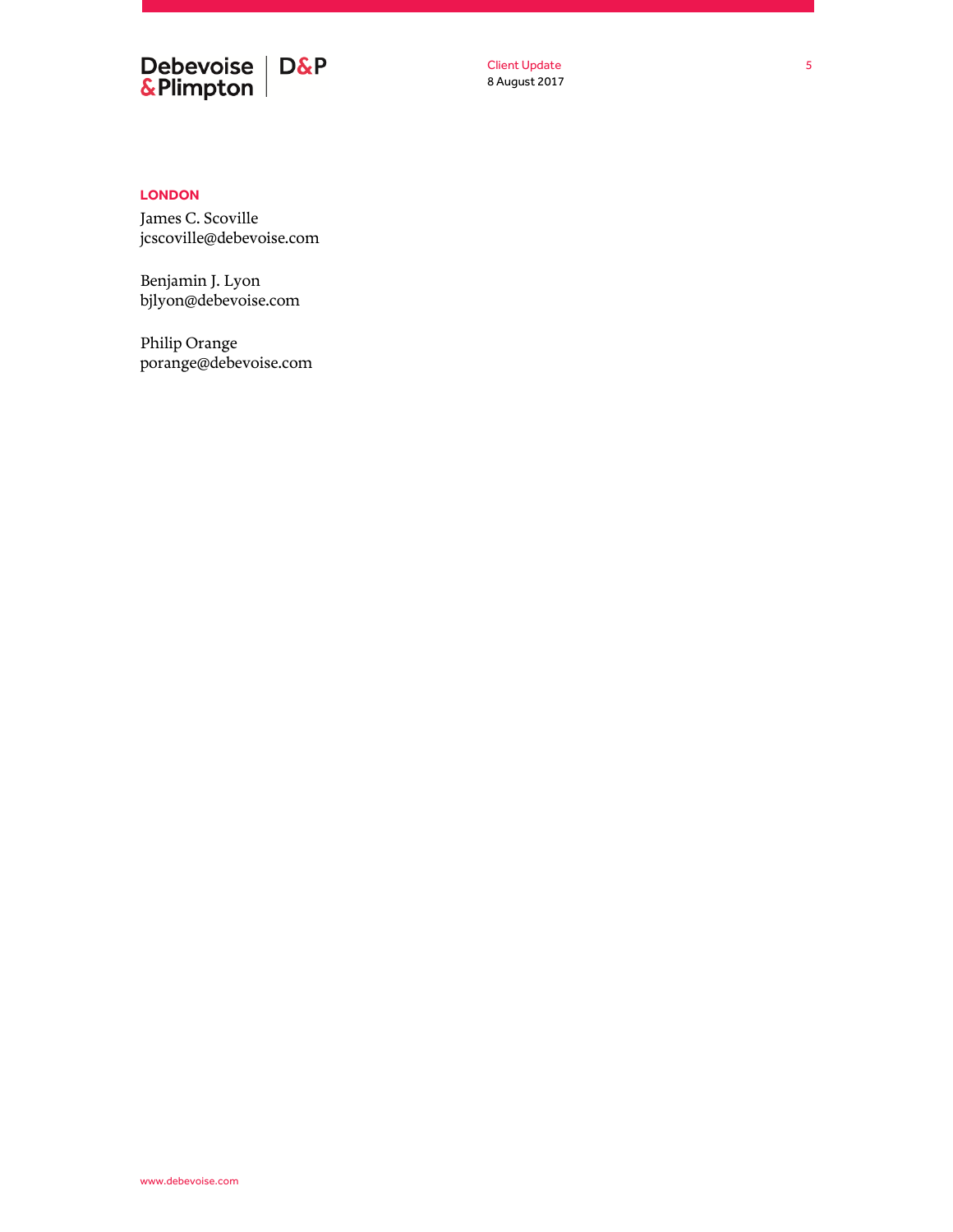**LONDON**

James C. Scoville
jcscoville@debevoise.com

Benjamin J. Lyon
bjlyon@debevoise.com

Philip Orange
porange@debevoise.com